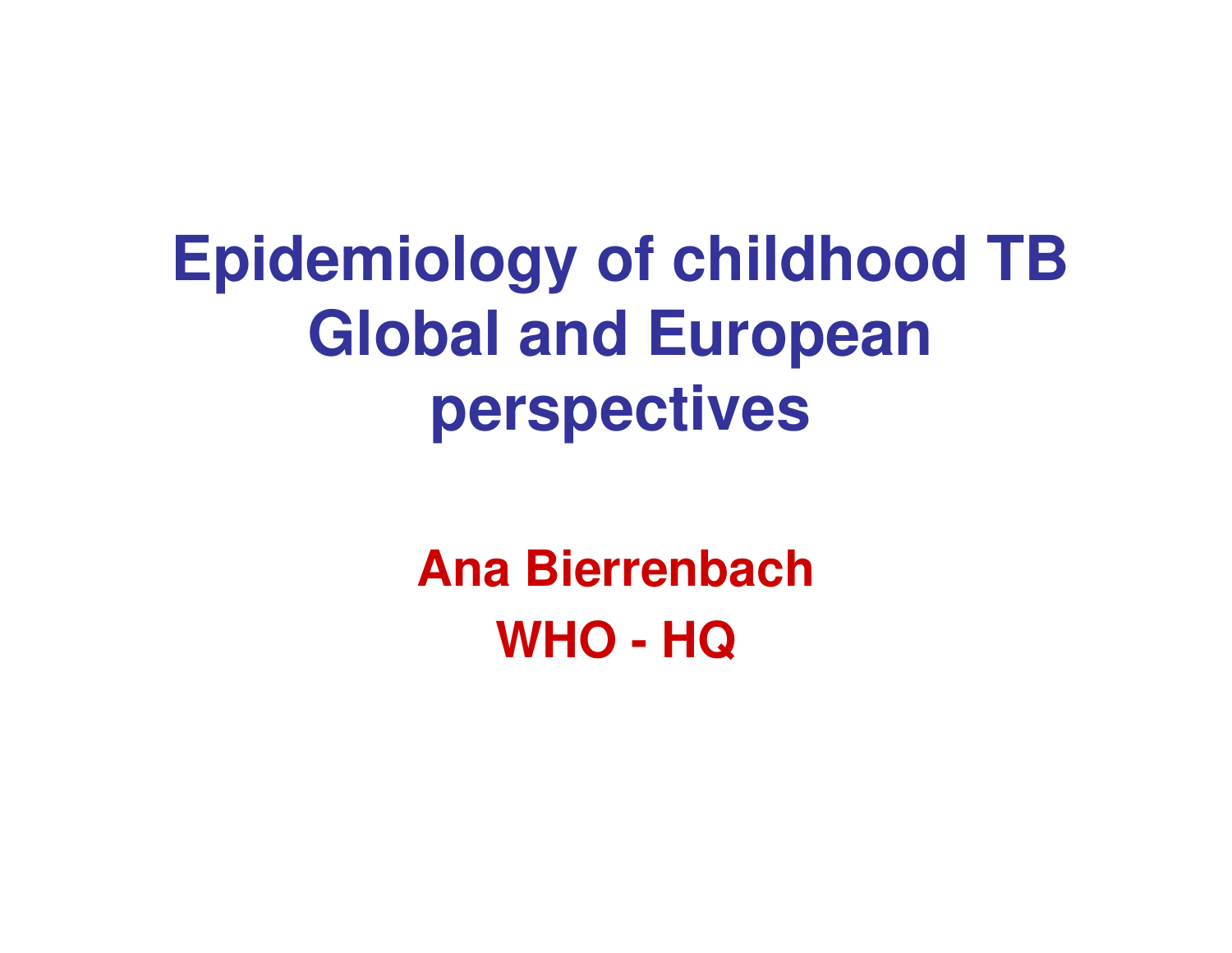# Epidemiology of childhood TB Global and European perspectives

**Ana Bierrenbach**

**WHO - HQ**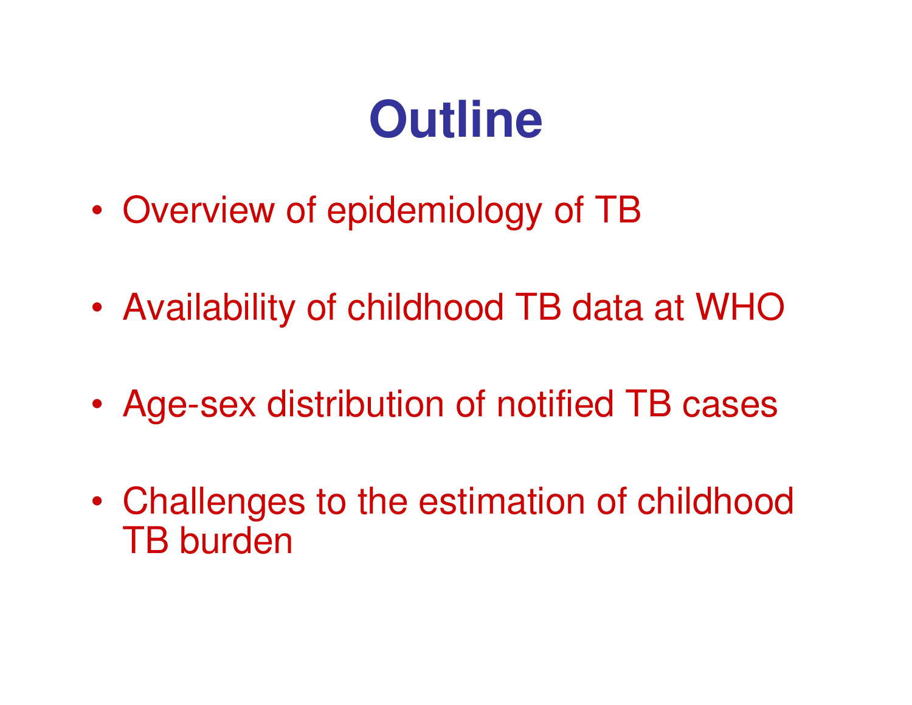# Outline

- Overview of epidemiology of TB
- Availability of childhood TB data at WHO
- Age-sex distribution of notified TB cases
- Challenges to the estimation of childhood TB burden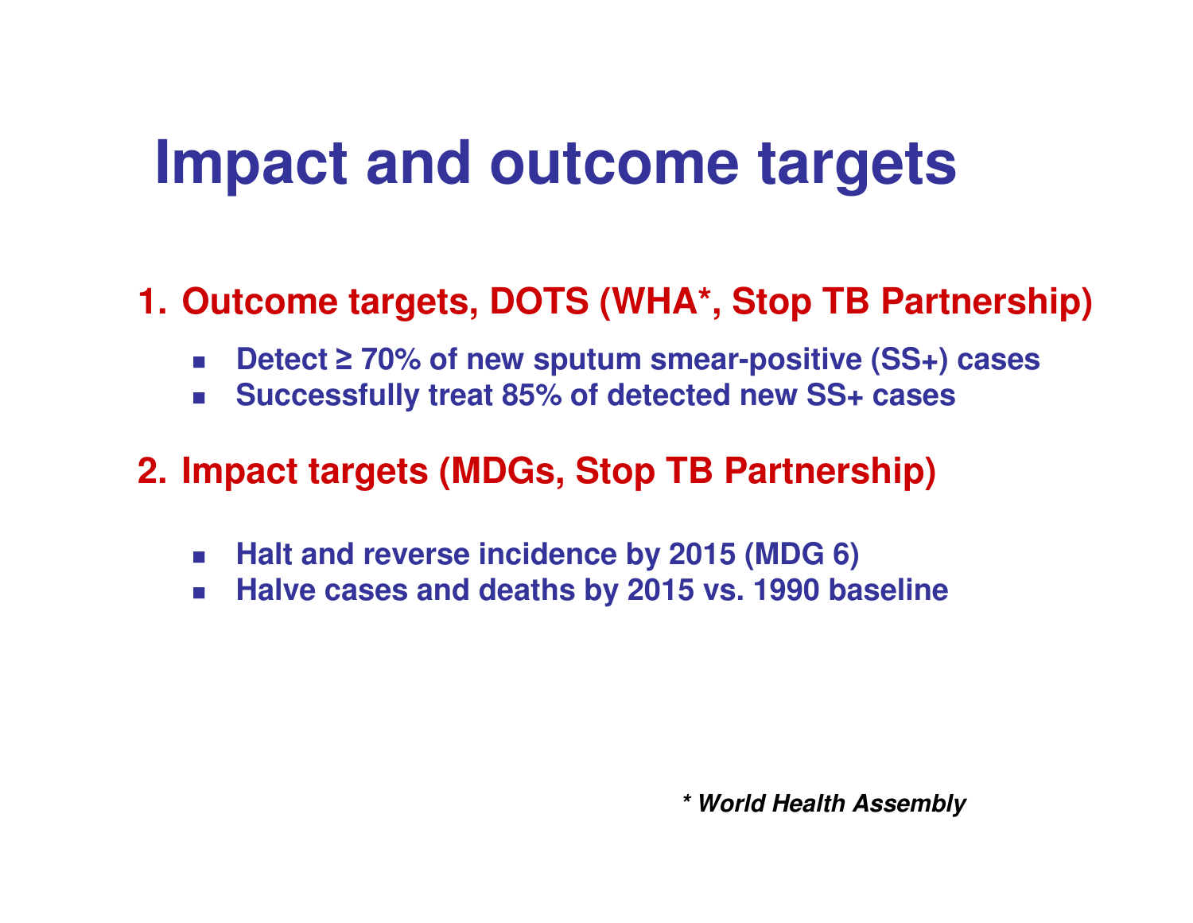# Impact and outcome targets

1. **Outcome targets, DOTS (WHA*, Stop TB Partnership)**
   - **Detect ≥ 70% of new sputum smear-positive (SS+) cases**
   - **Successfully treat 85% of detected new SS+ cases**

2. **Impact targets (MDGs, Stop TB Partnership)**
   - **Halt and reverse incidence by 2015 (MDG 6)**
   - **Halve cases and deaths by 2015 vs. 1990 baseline**

***\* World Health Assembly***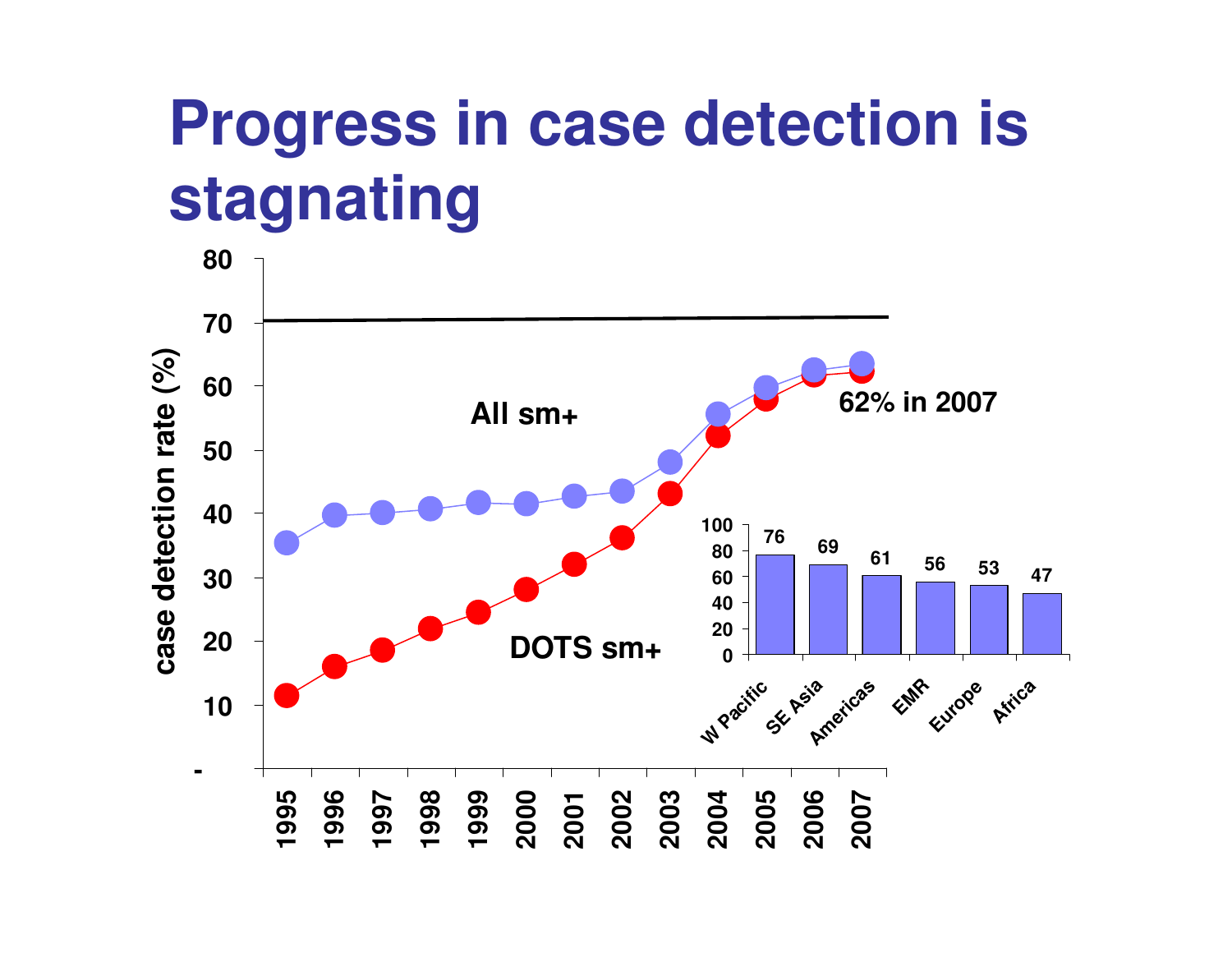# Progress in case detection is stagnating

| Year | All sm+ | DOTS sm+ |
|---|---|---|
| 1995 | | |
| 1996 | | |
| 1997 | | |
| 1998 | | |
| 1999 | | |
| 2000 | | |
| 2001 | | |
| 2002 | | |
| 2003 | | |
| 2004 | | |
| 2005 | | |
| 2006 | | |
| 2007 | | 62% in 2007 |

case detection rate (%)

| Region | Case detection rate (%) |
|---|---|
| W Pacific | 76 |
| SE Asia | 69 |
| Americas | 61 |
| EMR | 56 |
| Europe | 53 |
| Africa | 47 |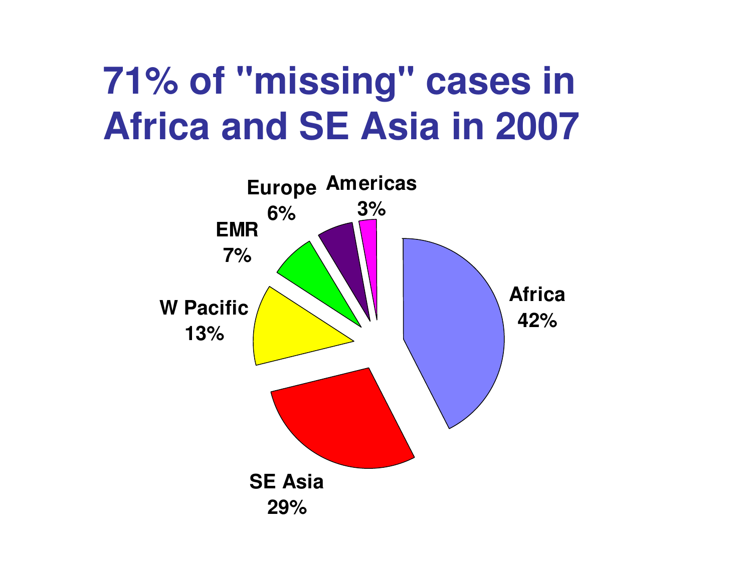# 71% of "missing" cases in Africa and SE Asia in 2007

| Region | Share |
| --- | --- |
| Africa | 42% |
| SE Asia | 29% |
| W Pacific | 13% |
| EMR | 7% |
| Europe | 6% |
| Americas | 3% |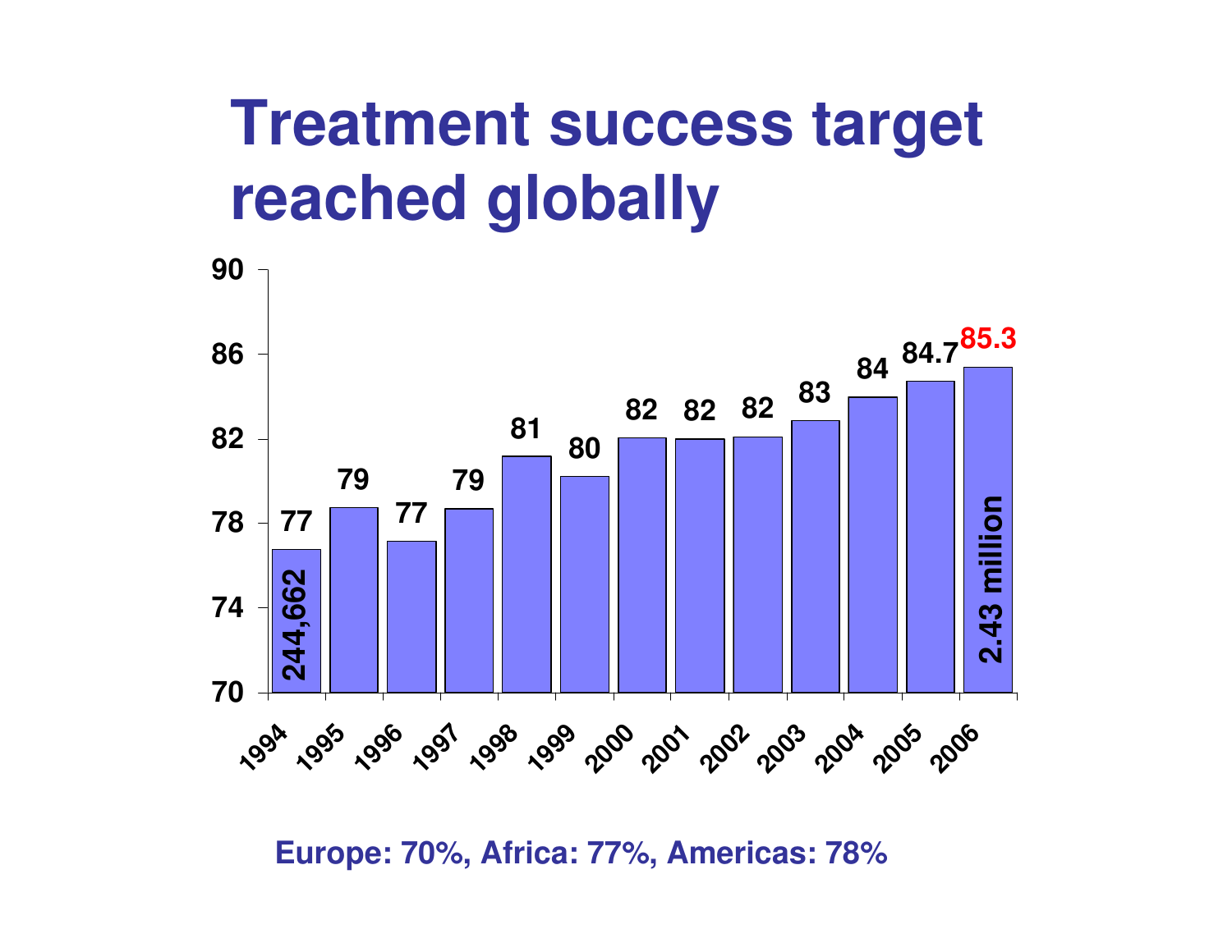# Treatment success target reached globally

| Year | Treatment success (%) |
|---|---|
| 1994 | 77 |
| 1995 | 79 |
| 1996 | 77 |
| 1997 | 79 |
| 1998 | 81 |
| 1999 | 80 |
| 2000 | 82 |
| 2001 | 82 |
| 2002 | 82 |
| 2003 | 83 |
| 2004 | 84 |
| 2005 | 84.7 |
| 2006 | 85.3 |

1994: 244,662

2006: 2.43 million

**Europe: 70%, Africa: 77%, Americas: 78%**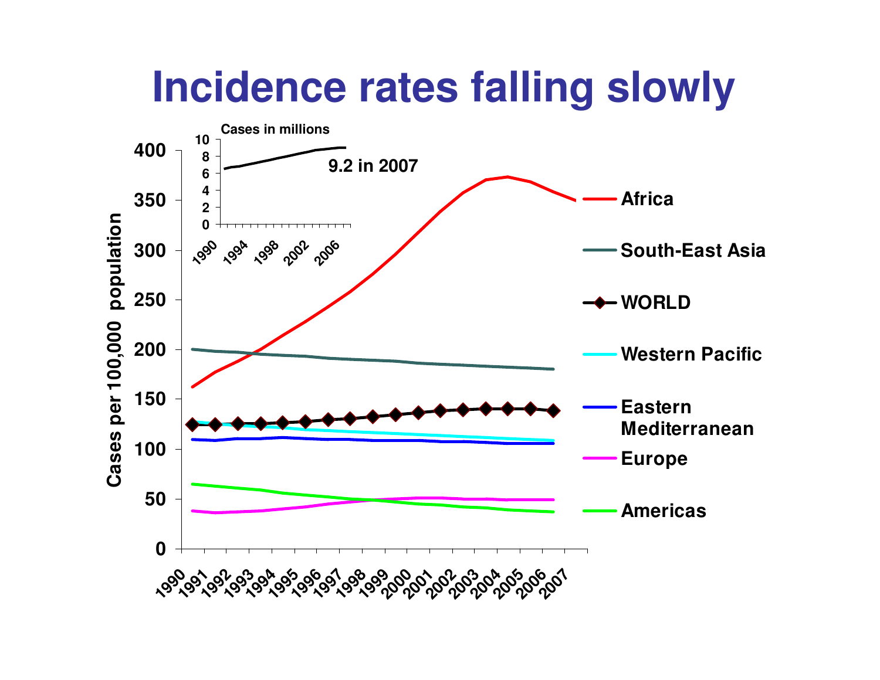# Incidence rates falling slowly

Cases in millions

9.2 in 2007

Cases per 100,000 population

- Africa
- South-East Asia
- WORLD
- Western Pacific
- Eastern Mediterranean
- Europe
- Americas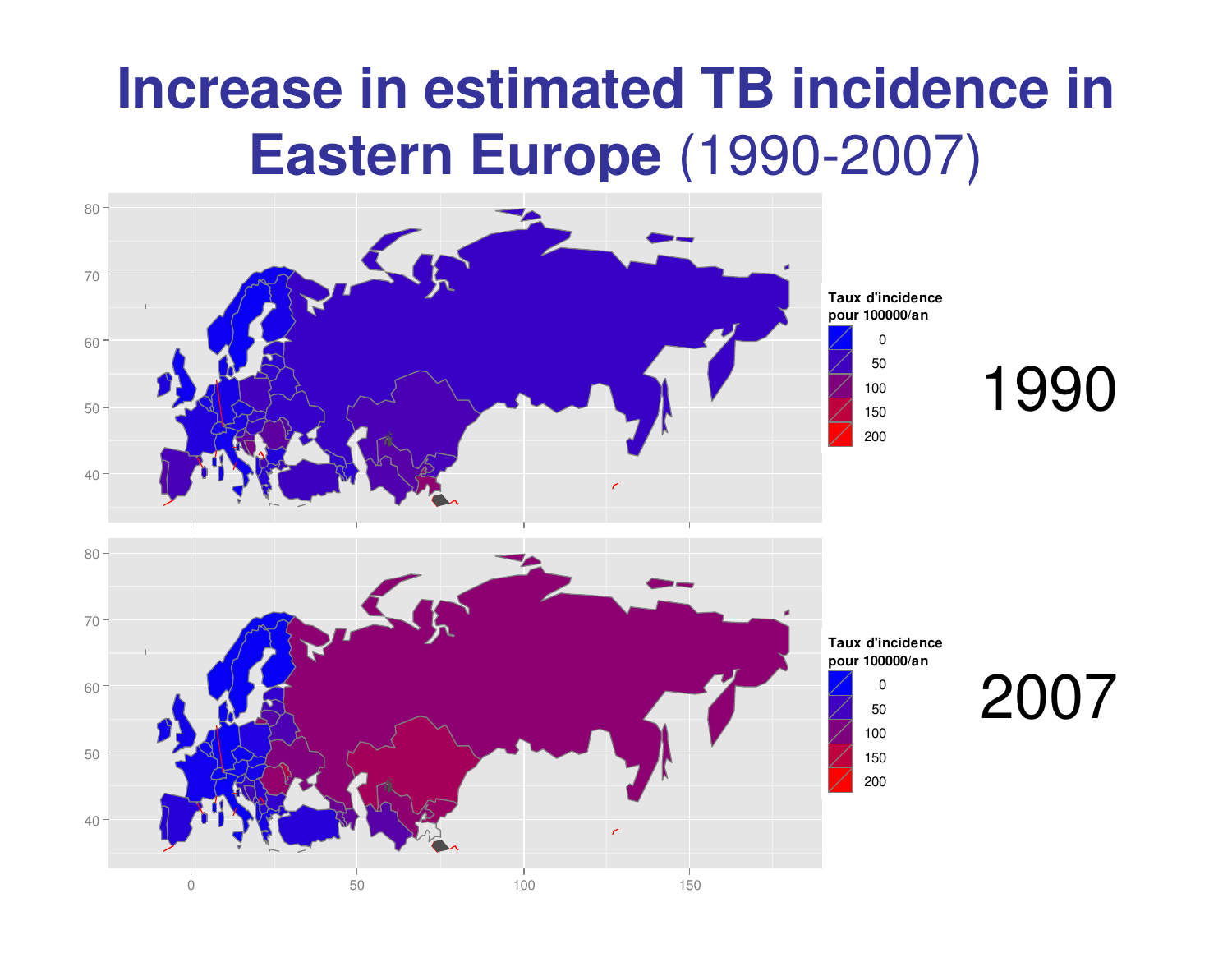# Increase in estimated TB incidence in Eastern Europe (1990-2007)

1990

2007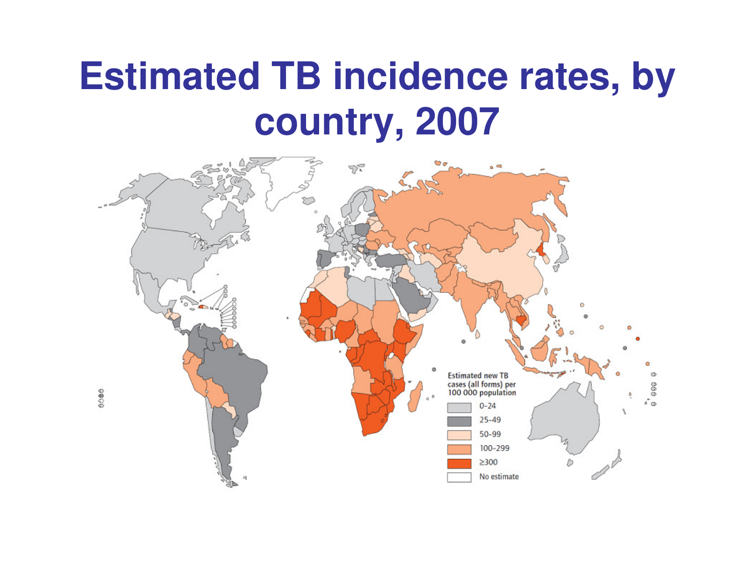# Estimated TB incidence rates, by country, 2007

Estimated new TB cases (all forms) per 100 000 population

- 0–24
- 25–49
- 50–99
- 100–299
- ≥300
- No estimate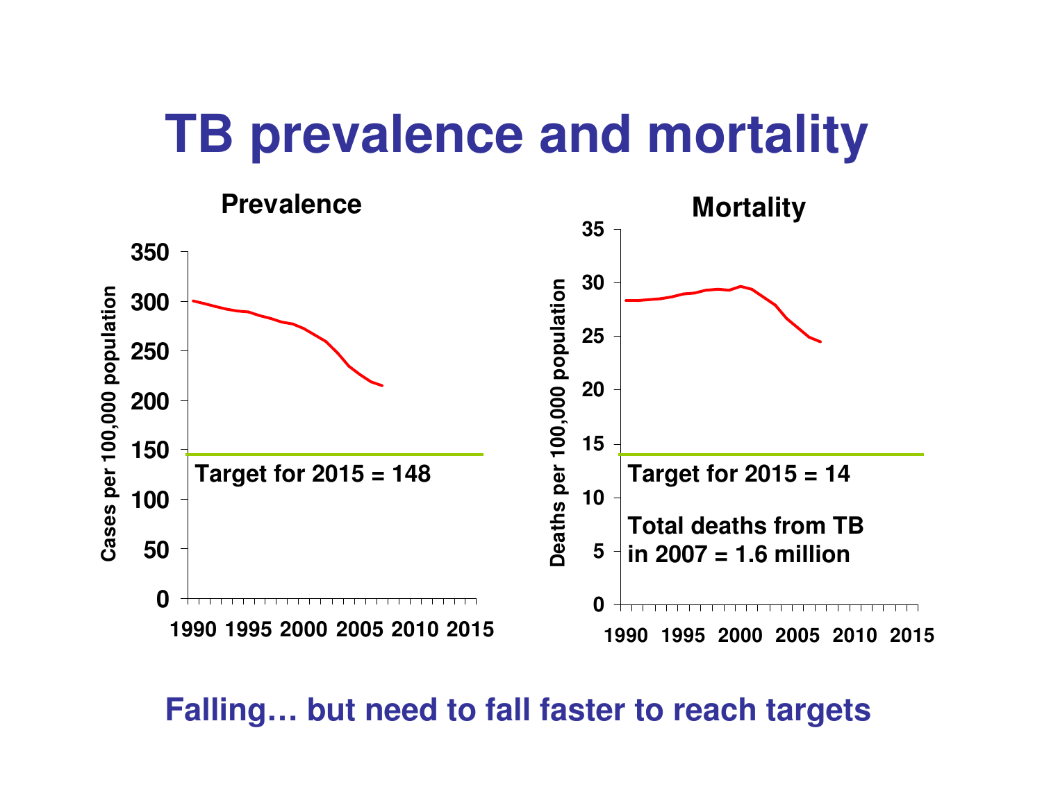# TB prevalence and mortality

**Prevalence**

Cases per 100,000 population

350, 300, 250, 200, 150, 100, 50, 0

1990 1995 2000 2005 2010 2015

**Target for 2015 = 148**

**Mortality**

Deaths per 100,000 population

35, 30, 25, 20, 15, 10, 5, 0

1990 1995 2000 2005 2010 2015

**Target for 2015 = 14**

**Total deaths from TB in 2007 = 1.6 million**

## Falling… but need to fall faster to reach targets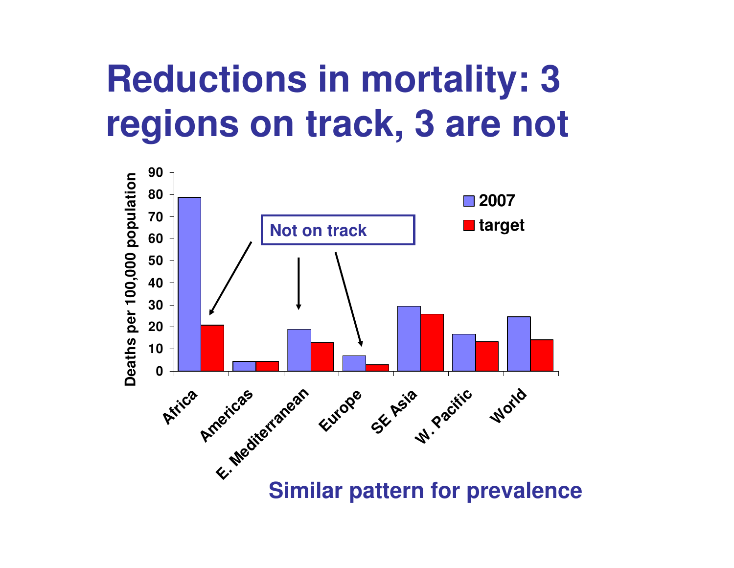# Reductions in mortality: 3 regions on track, 3 are not

Deaths per 100,000 population

| Region | 2007 | target |
|---|---|---|
| Africa | 79 | 21 |
| Americas | 4.5 | 4.5 |
| E. Mediterranean | 19 | 13 |
| Europe | 7 | 3 |
| SE Asia | 29.5 | 26 |
| W. Pacific | 17 | 13.5 |
| World | 25 | 14 |

Not on track: Africa, E. Mediterranean, Europe

**Similar pattern for prevalence**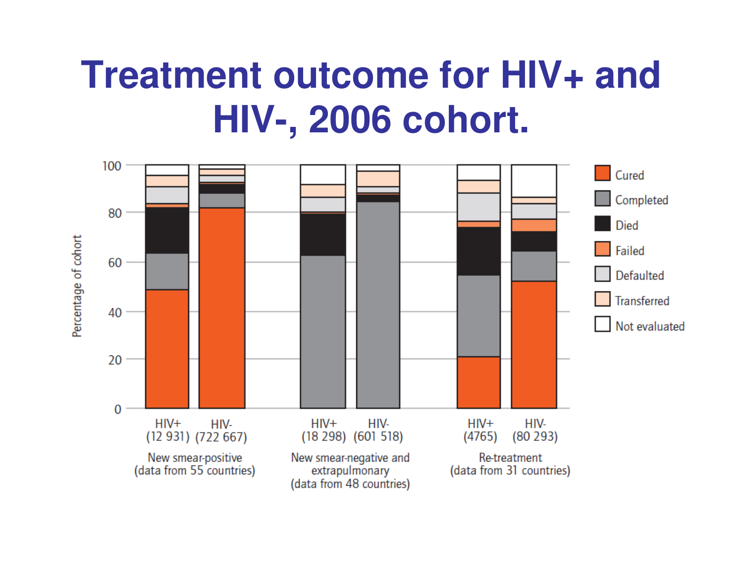# Treatment outcome for HIV+ and HIV-, 2006 cohort.

Percentage of cohort

0, 20, 40, 60, 80, 100

Cured
Completed
Died
Failed
Defaulted
Transferred
Not evaluated

HIV+ (12 931) HIV- (722 667)
New smear-positive (data from 55 countries)

HIV+ (18 298) HIV- (601 518)
New smear-negative and extrapulmonary (data from 48 countries)

HIV+ (4765) HIV- (80 293)
Re-treatment (data from 31 countries)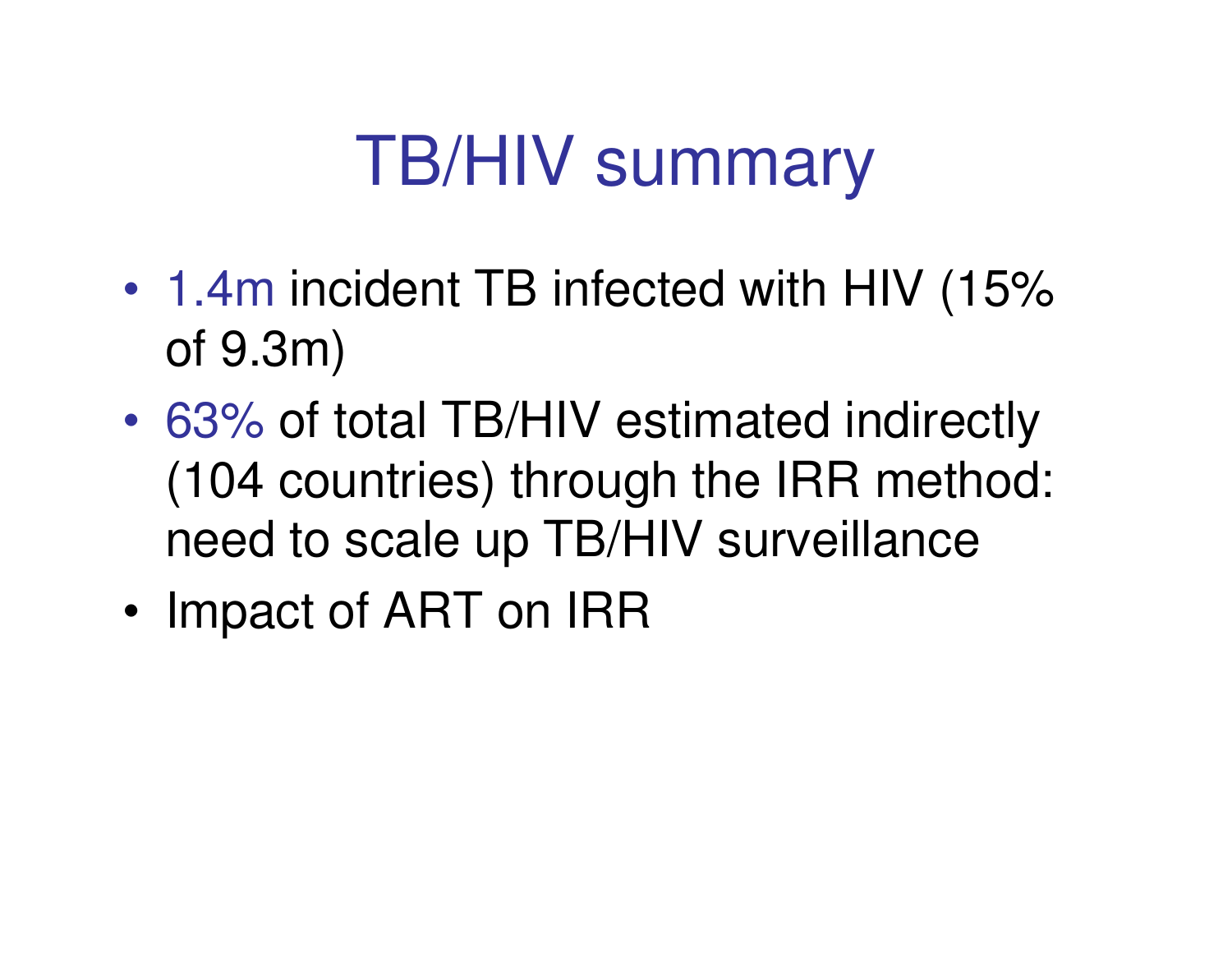# TB/HIV summary

- 1.4m incident TB infected with HIV (15% of 9.3m)
- 63% of total TB/HIV estimated indirectly (104 countries) through the IRR method: need to scale up TB/HIV surveillance
- Impact of ART on IRR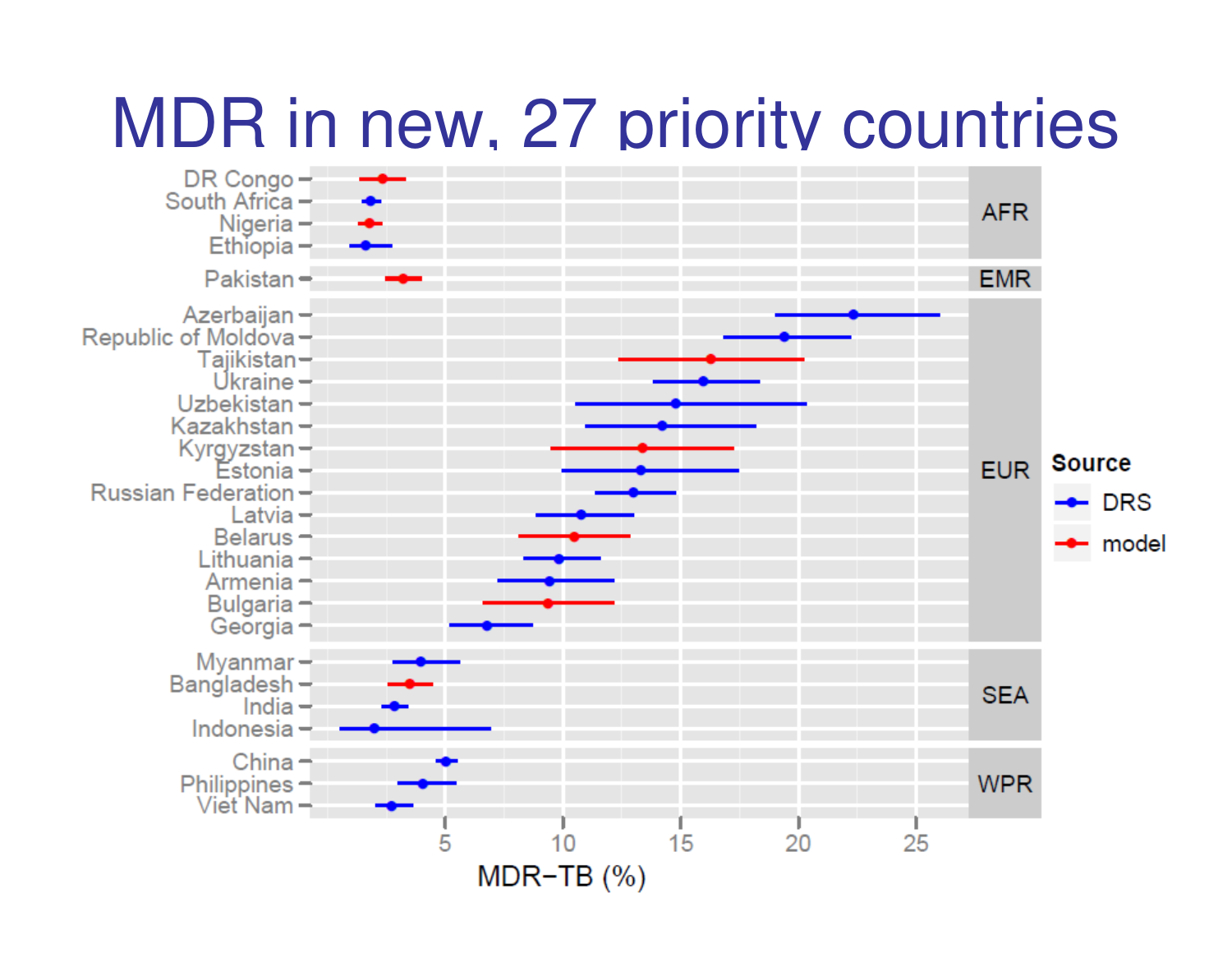# MDR in new, 27 priority countries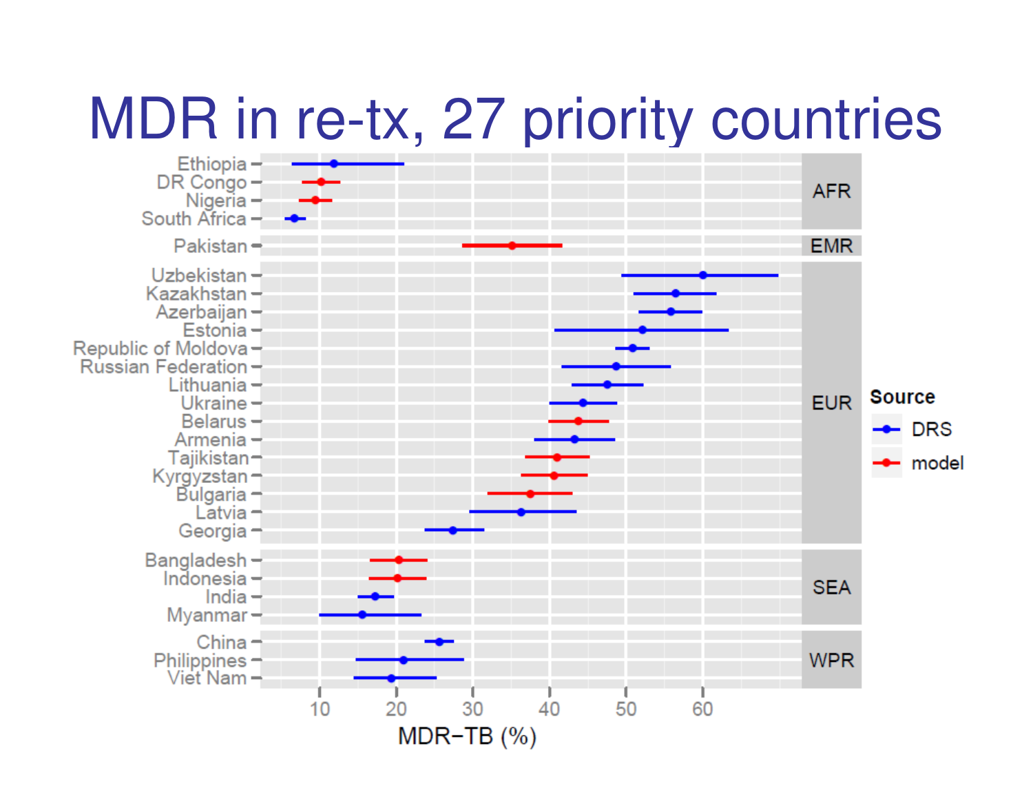# MDR in re-tx, 27 priority countries

| Region | Country | Source |
|---|---|---|
| AFR | Ethiopia | DRS |
| AFR | DR Congo | model |
| AFR | Nigeria | model |
| AFR | South Africa | DRS |
| EMR | Pakistan | model |
| EUR | Uzbekistan | DRS |
| EUR | Kazakhstan | DRS |
| EUR | Azerbaijan | DRS |
| EUR | Estonia | DRS |
| EUR | Republic of Moldova | DRS |
| EUR | Russian Federation | DRS |
| EUR | Lithuania | DRS |
| EUR | Ukraine | DRS |
| EUR | Belarus | model |
| EUR | Armenia | DRS |
| EUR | Tajikistan | model |
| EUR | Kyrgyzstan | model |
| EUR | Bulgaria | model |
| EUR | Latvia | DRS |
| EUR | Georgia | DRS |
| SEA | Bangladesh | model |
| SEA | Indonesia | model |
| SEA | India | DRS |
| SEA | Myanmar | DRS |
| WPR | China | DRS |
| WPR | Philippines | DRS |
| WPR | Viet Nam | DRS |

MDR−TB (%): 10, 20, 30, 40, 50, 60

Source: DRS, model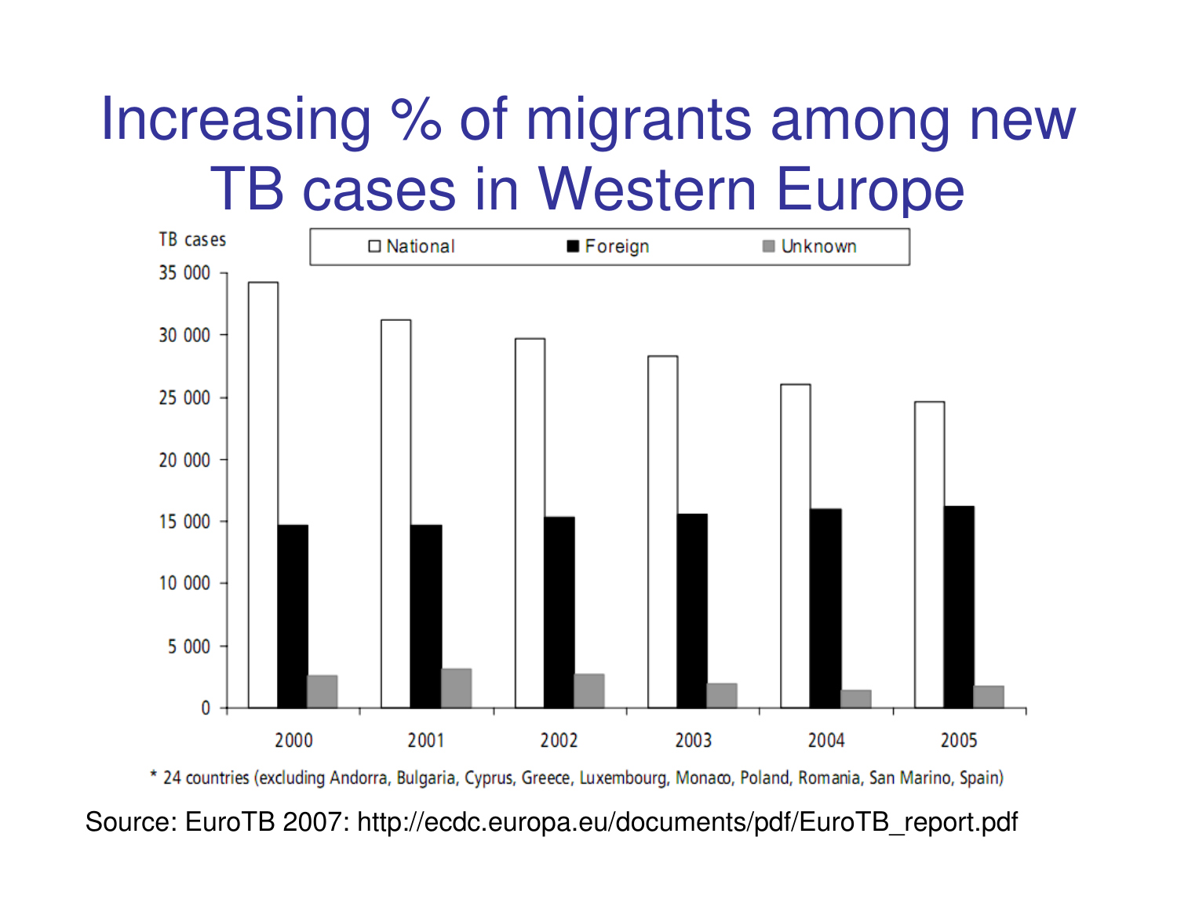# Increasing % of migrants among new TB cases in Western Europe

TB cases

□ National ■ Foreign ■ Unknown

35 000
30 000
25 000
20 000
15 000
10 000
5 000
0

2000 2001 2002 2003 2004 2005

\* 24 countries (excluding Andorra, Bulgaria, Cyprus, Greece, Luxembourg, Monaco, Poland, Romania, San Marino, Spain)

Source: EuroTB 2007: http://ecdc.europa.eu/documents/pdf/EuroTB_report.pdf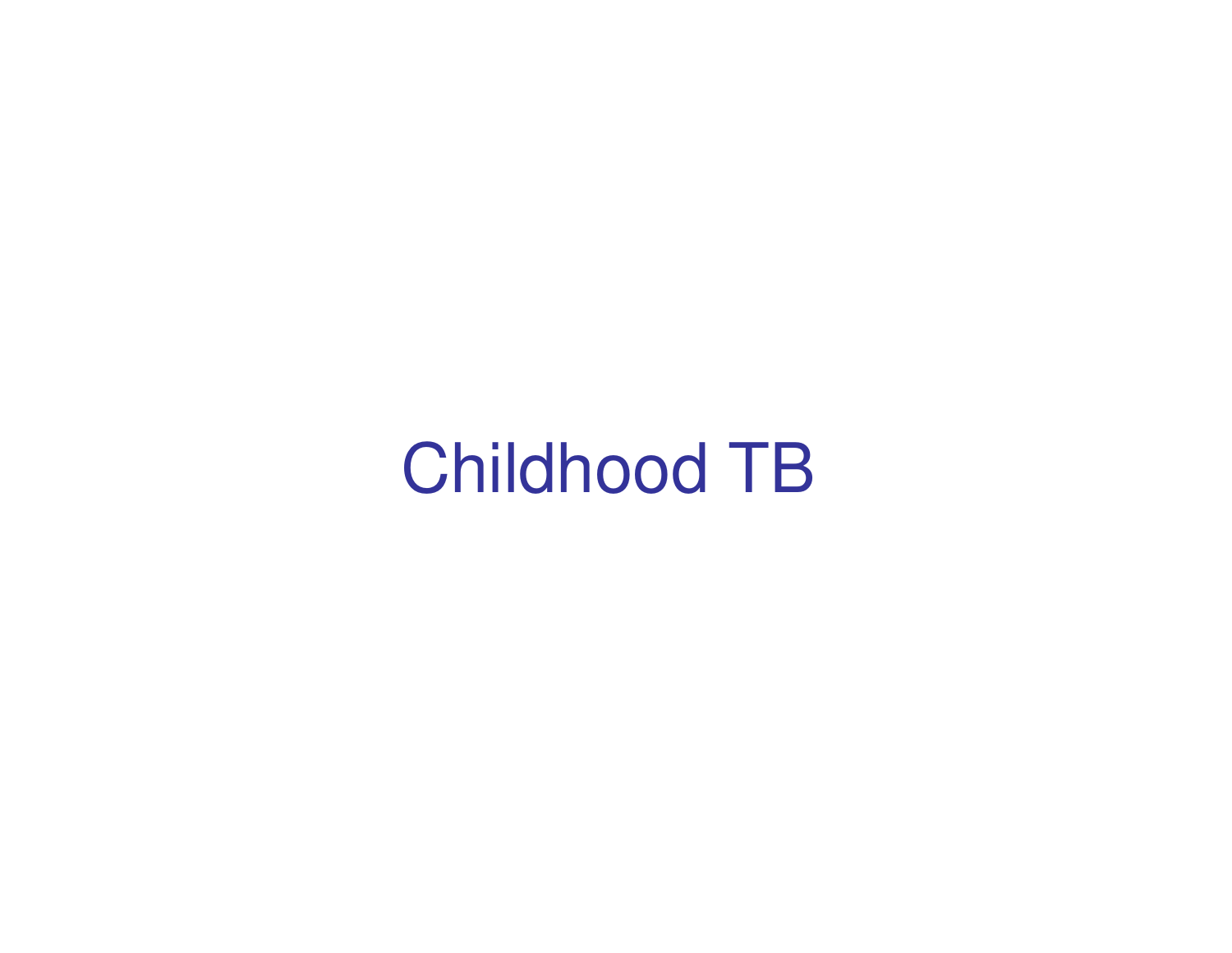# Childhood TB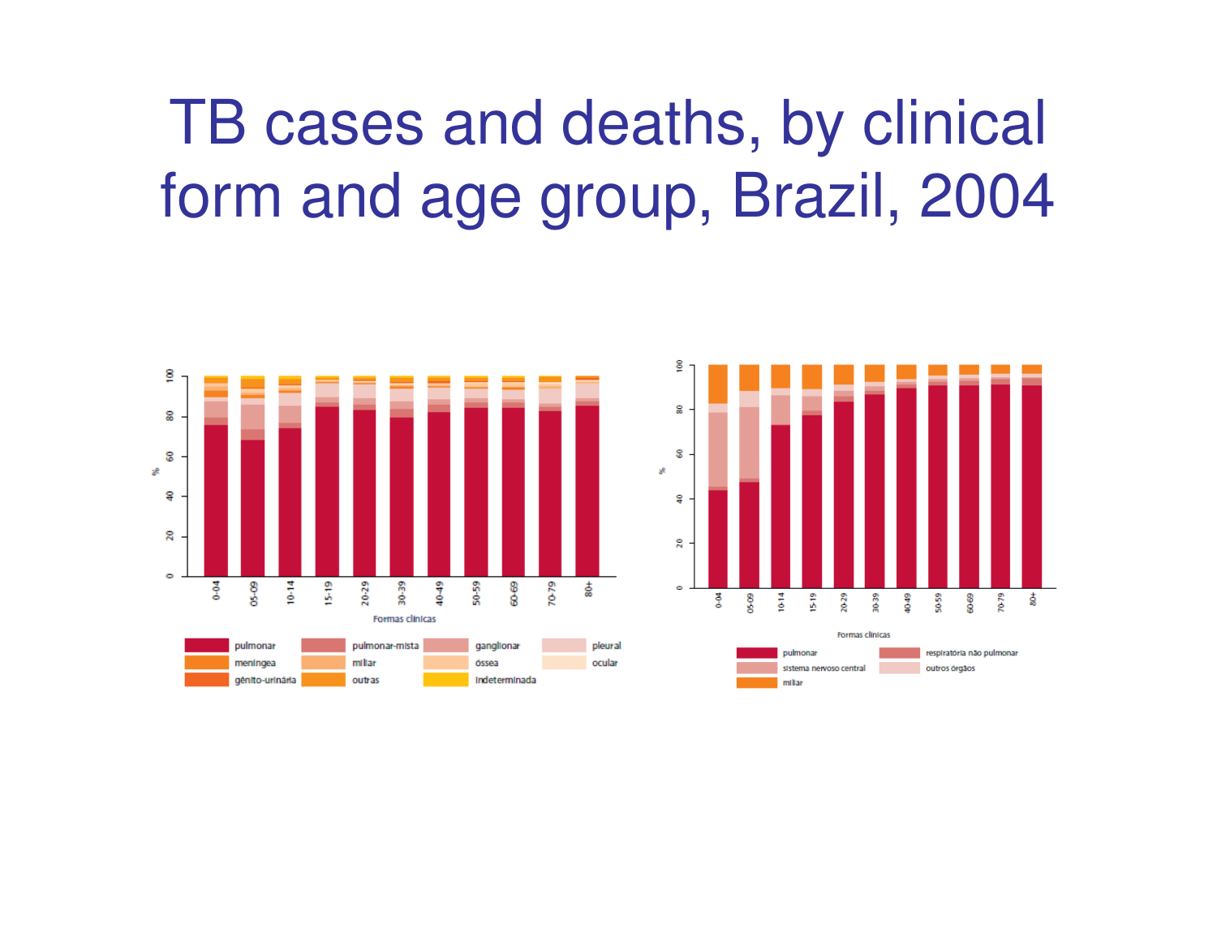# TB cases and deaths, by clinical form and age group, Brazil, 2004

%

100
80
60
40
20
0

0-04 05-09 10-14 15-19 20-29 30-39 40-49 50-59 60-69 70-79 80+

Formas clínicas

pulmonar | pulmonar-mista | ganglionar | pleural
meningea | miliar | óssea | ocular
gênito-urinária | outras | indeterminada

%

100
80
60
40
20
0

0-04 05-09 10-14 15-19 20-29 30-39 40-49 50-59 60-69 70-79 80+

Formas clínicas

pulmonar | respiratória não pulmonar
sistema nervoso central | outros órgãos
miliar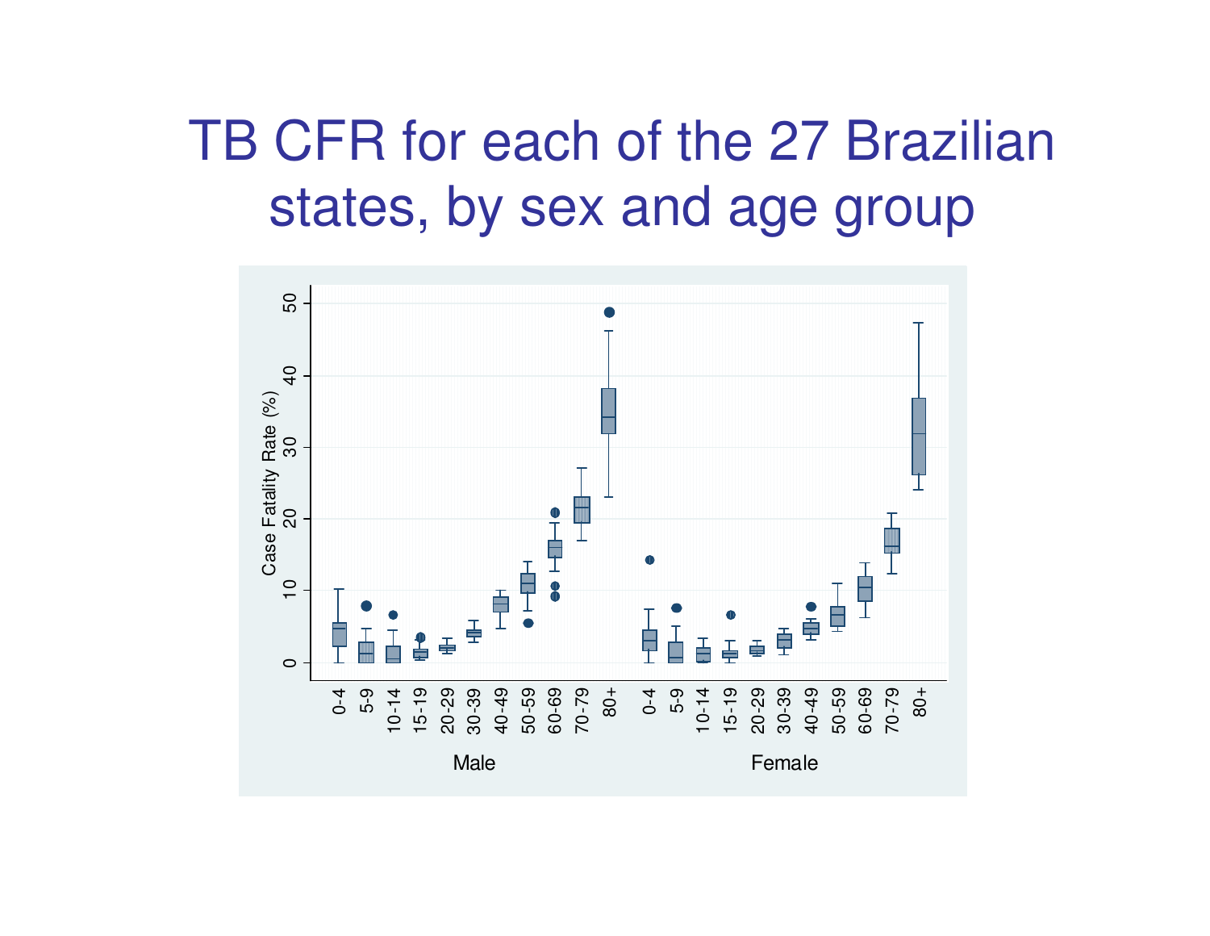# TB CFR for each of the 27 Brazilian states, by sex and age group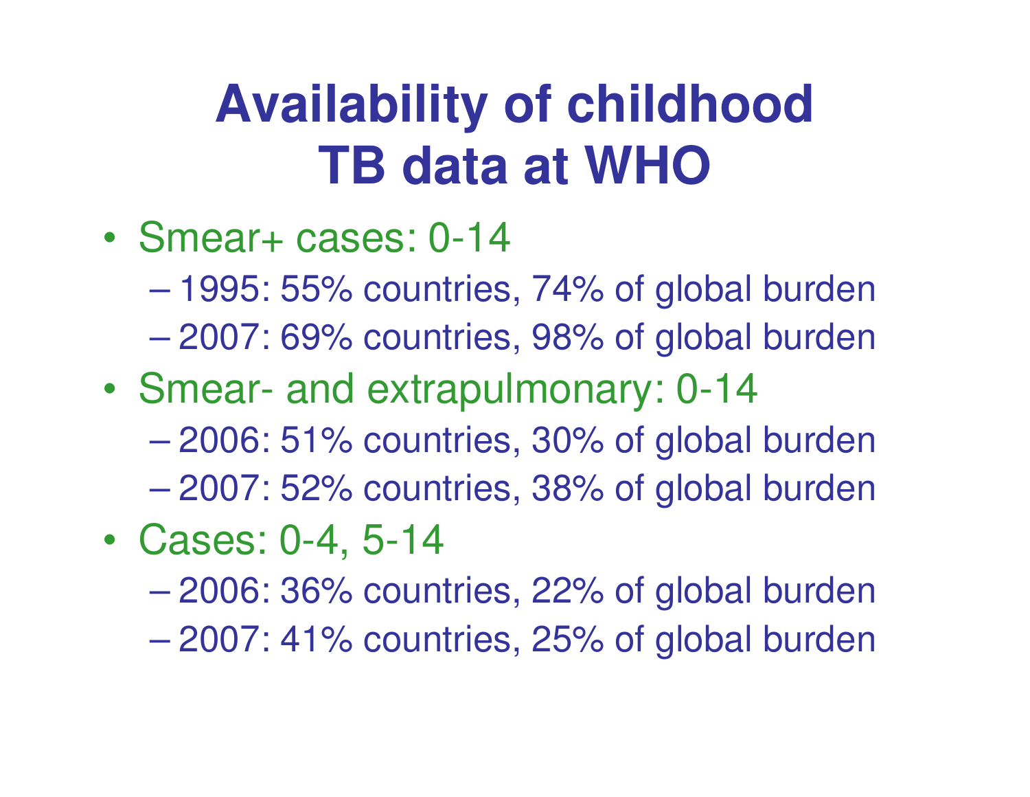# Availability of childhood TB data at WHO

- Smear+ cases: 0-14
  - 1995: 55% countries, 74% of global burden
  - 2007: 69% countries, 98% of global burden
- Smear- and extrapulmonary: 0-14
  - 2006: 51% countries, 30% of global burden
  - 2007: 52% countries, 38% of global burden
- Cases: 0-4, 5-14
  - 2006: 36% countries, 22% of global burden
  - 2007: 41% countries, 25% of global burden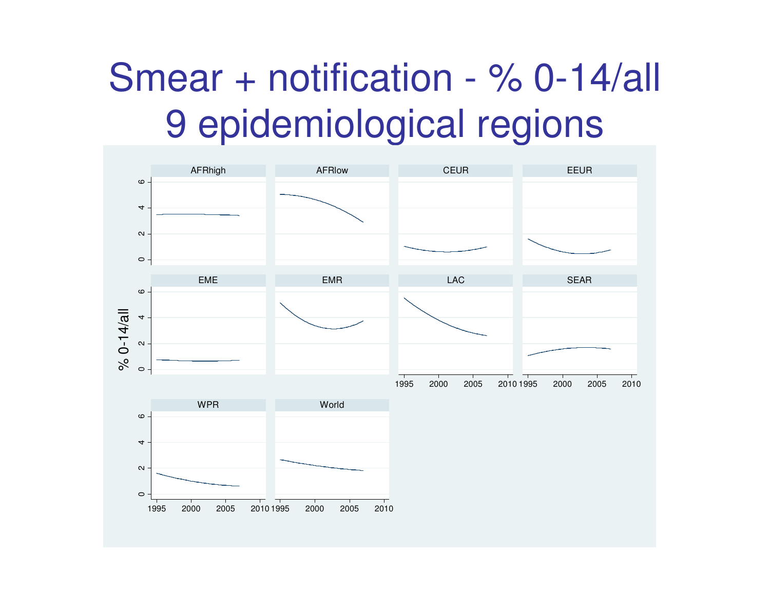# Smear + notification - % 0-14/all 9 epidemiological regions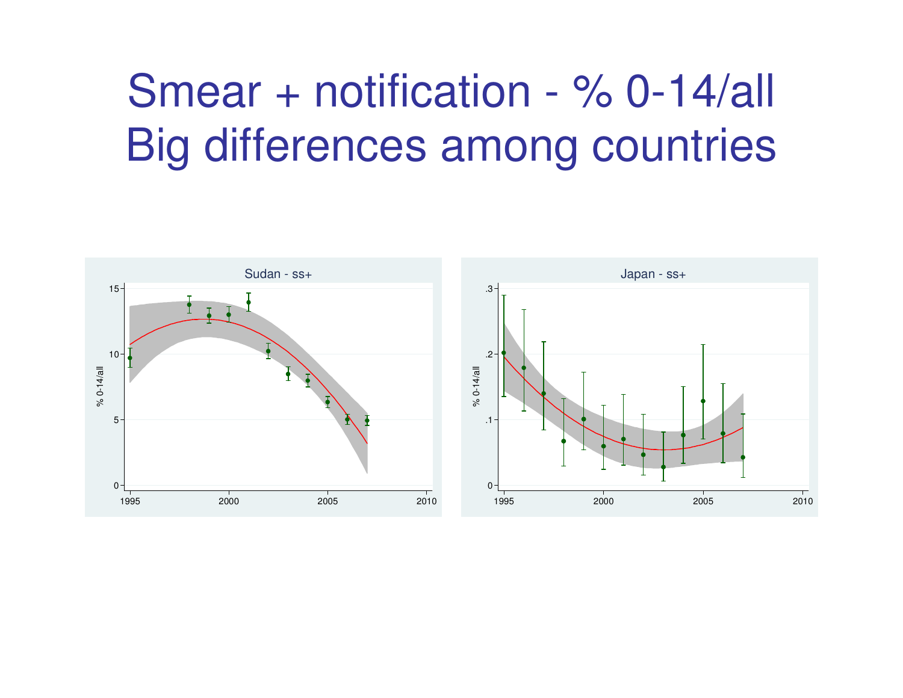# Smear + notification - % 0-14/all
# Big differences among countries

Sudan - ss+

% 0-14/all

Japan - ss+

% 0-14/all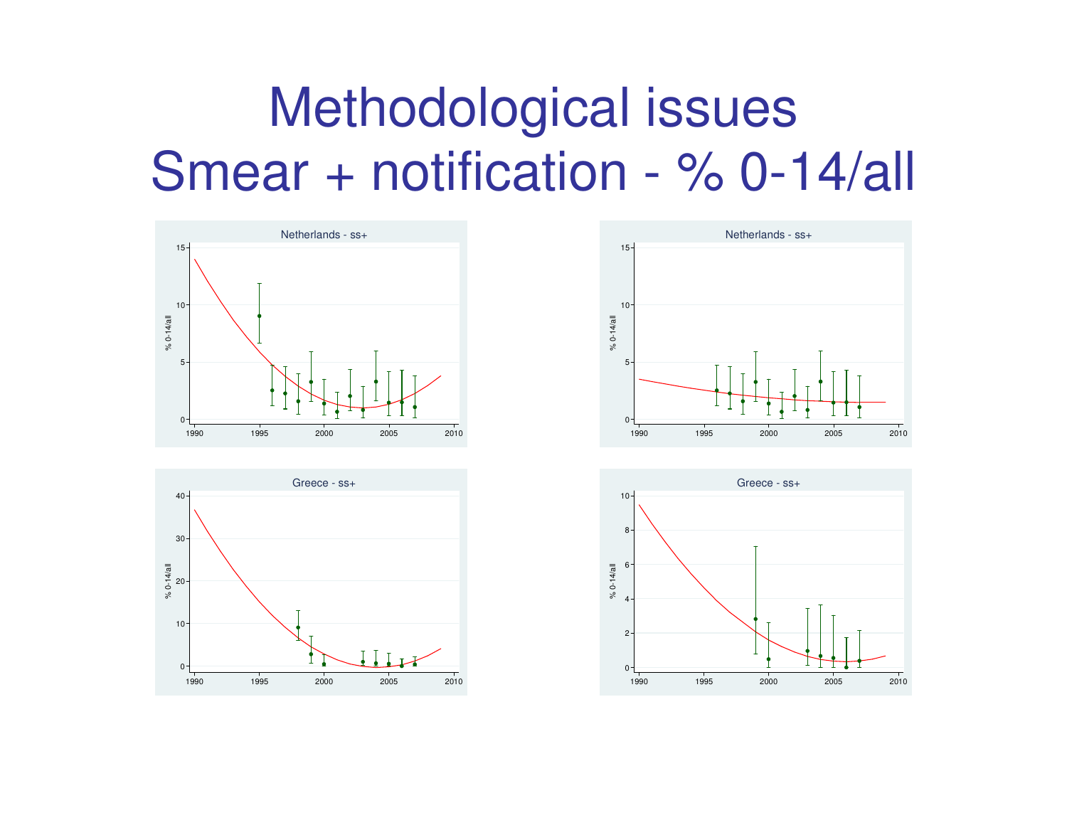# Methodological issues
# Smear + notification - % 0-14/all

Netherlands - ss+

Netherlands - ss+

Greece - ss+

Greece - ss+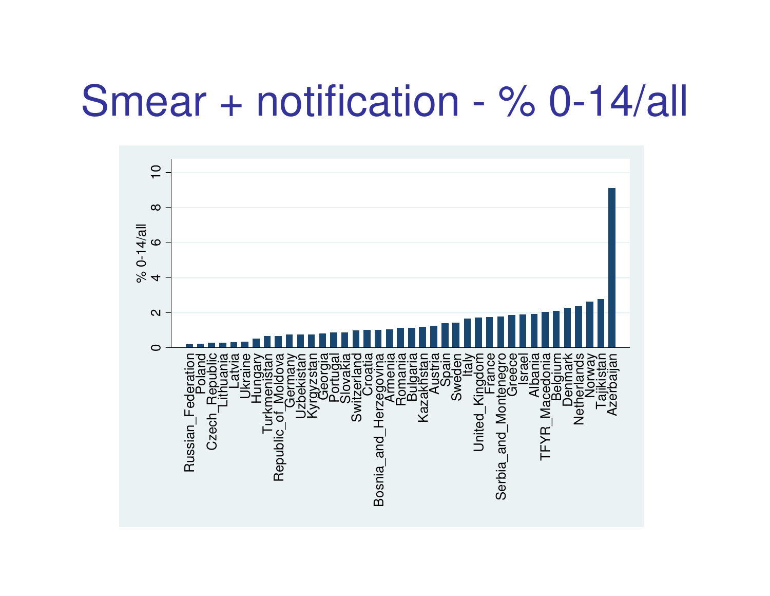# Smear + notification - % 0-14/all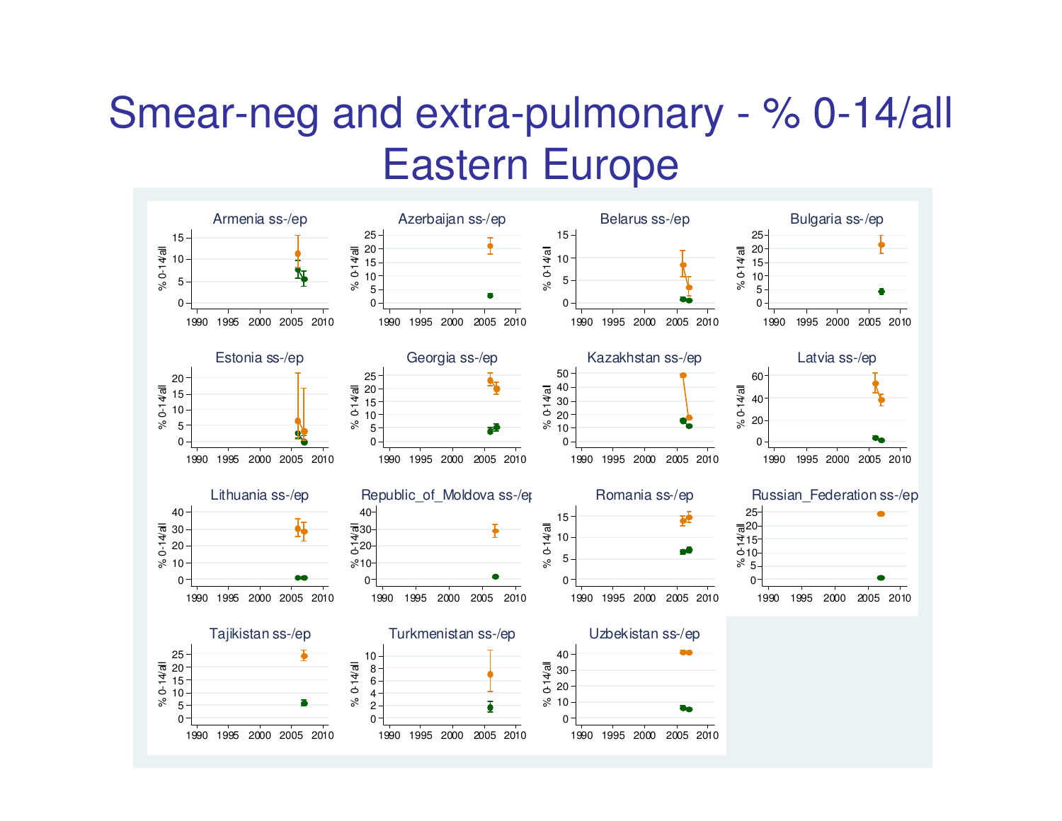# Smear-neg and extra-pulmonary - % 0-14/all Eastern Europe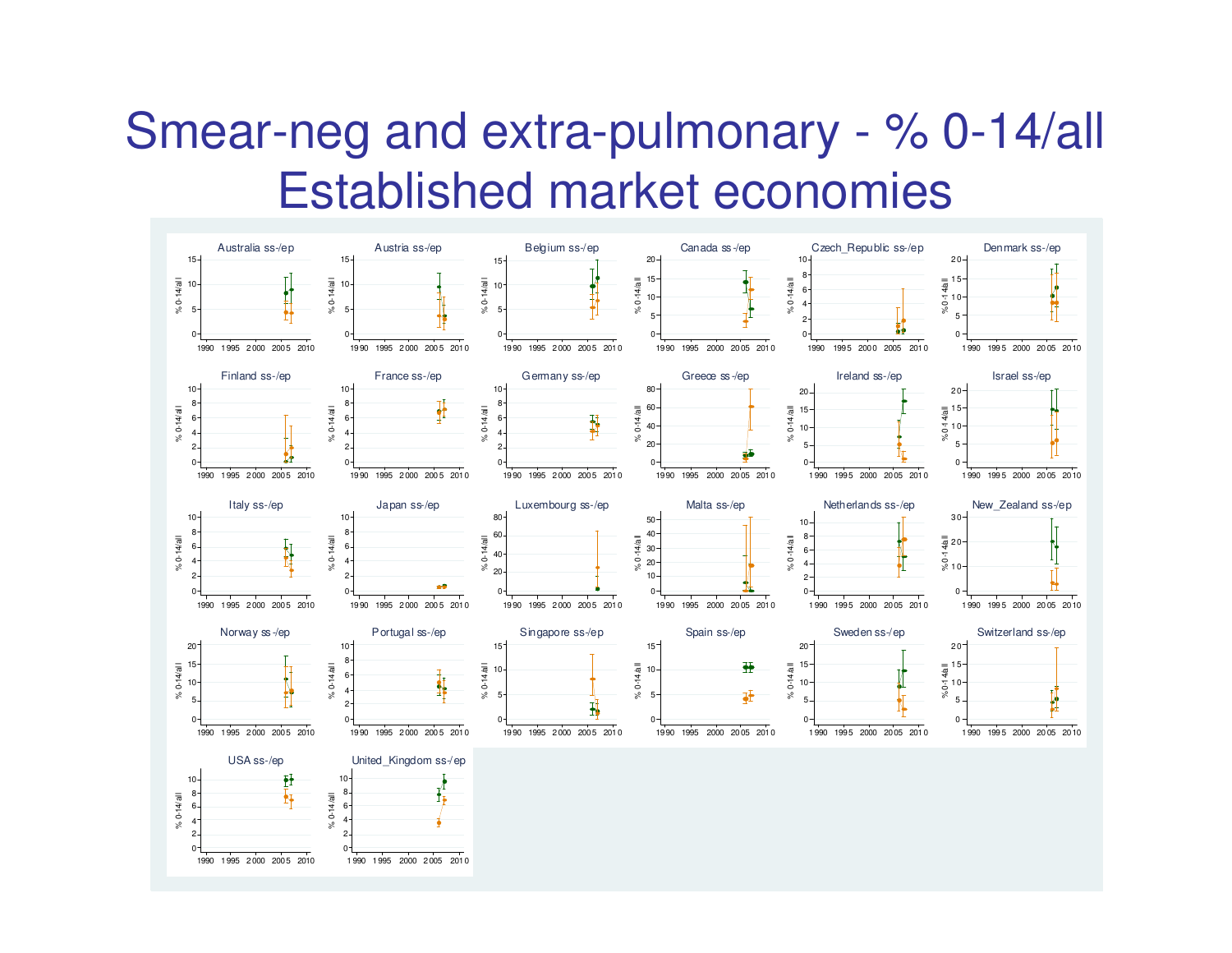# Smear-neg and extra-pulmonary - % 0-14/all
## Established market economies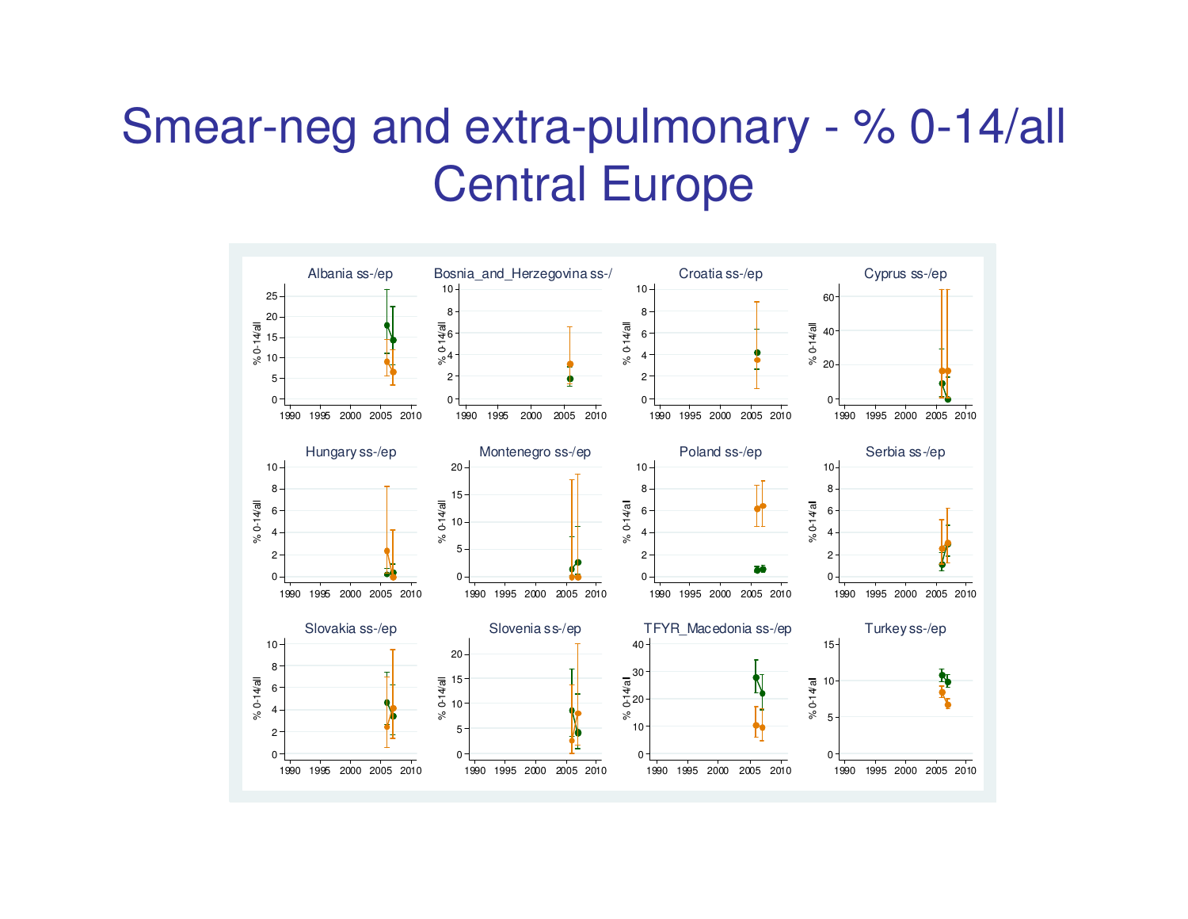# Smear-neg and extra-pulmonary - % 0-14/all Central Europe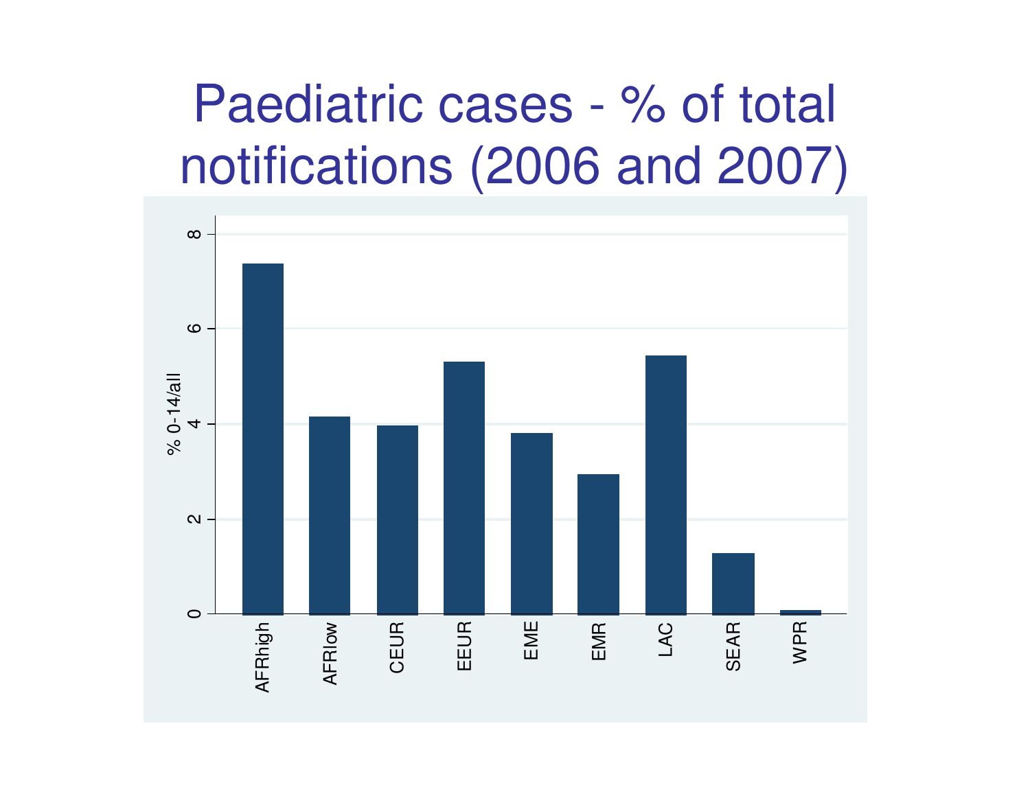# Paediatric cases - % of total notifications (2006 and 2007)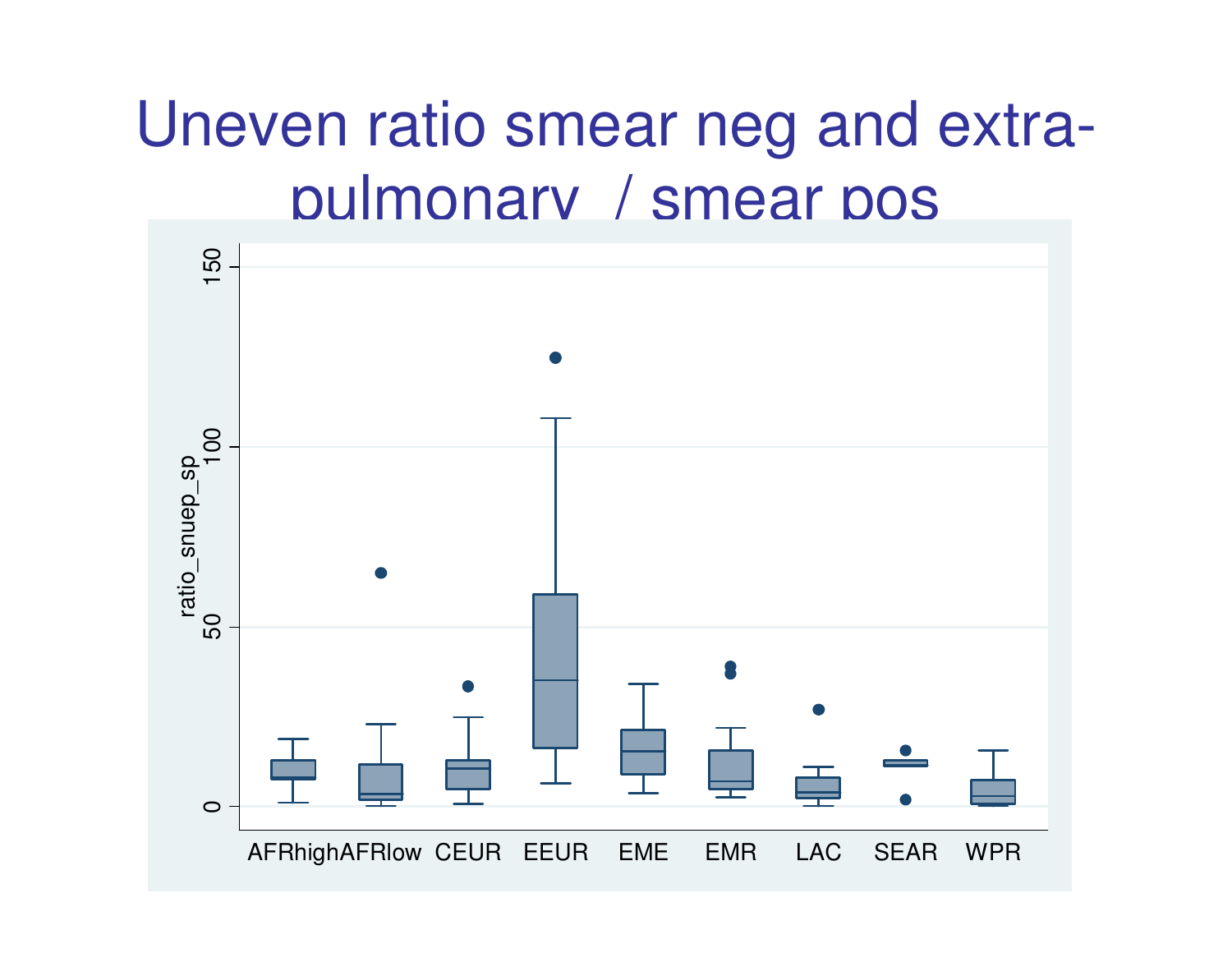# Uneven ratio smear neg and extra-pulmonary / smear pos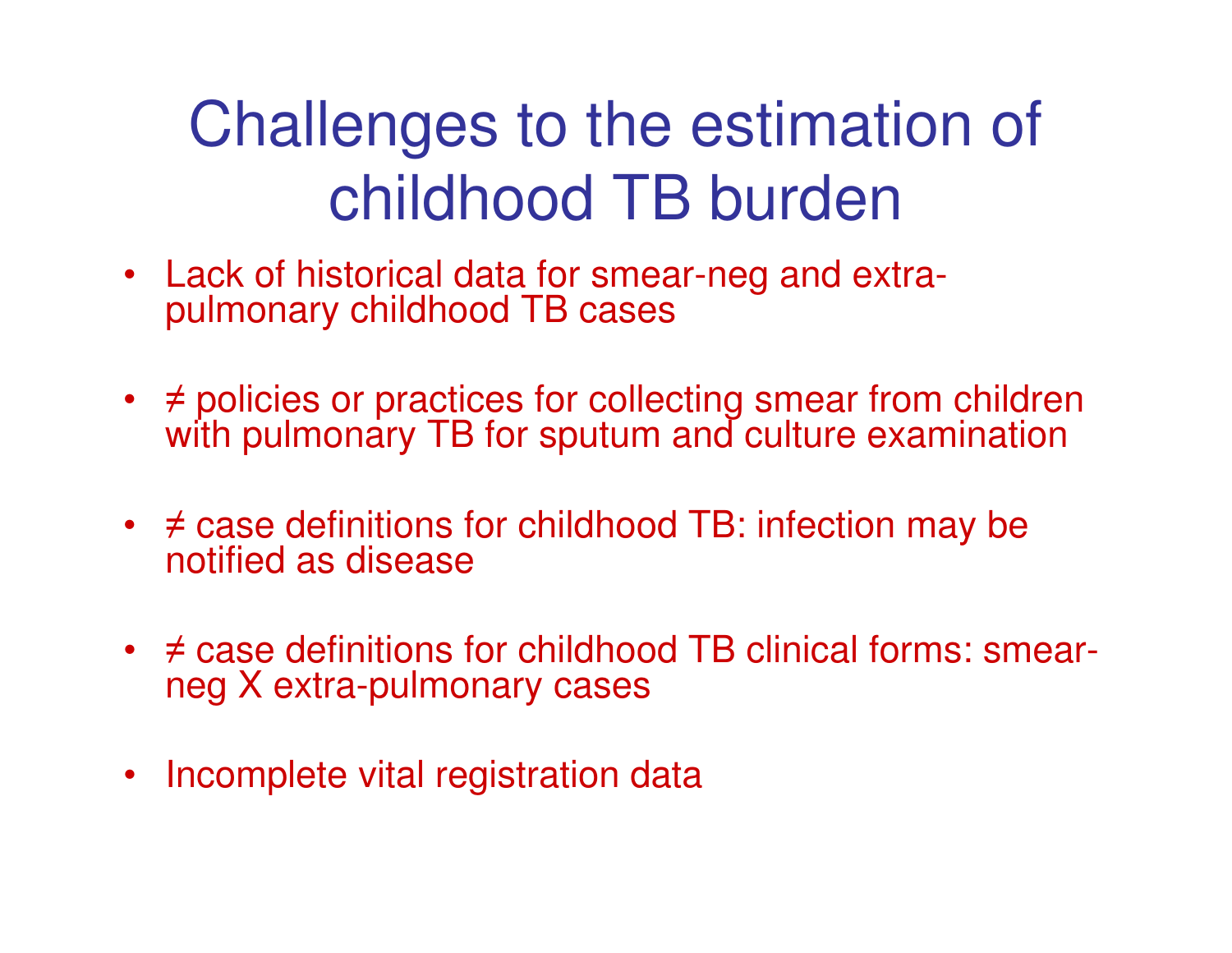# Challenges to the estimation of childhood TB burden

- Lack of historical data for smear-neg and extra-pulmonary childhood TB cases
- ≠ policies or practices for collecting smear from children with pulmonary TB for sputum and culture examination
- ≠ case definitions for childhood TB: infection may be notified as disease
- ≠ case definitions for childhood TB clinical forms: smear-neg X extra-pulmonary cases
- Incomplete vital registration data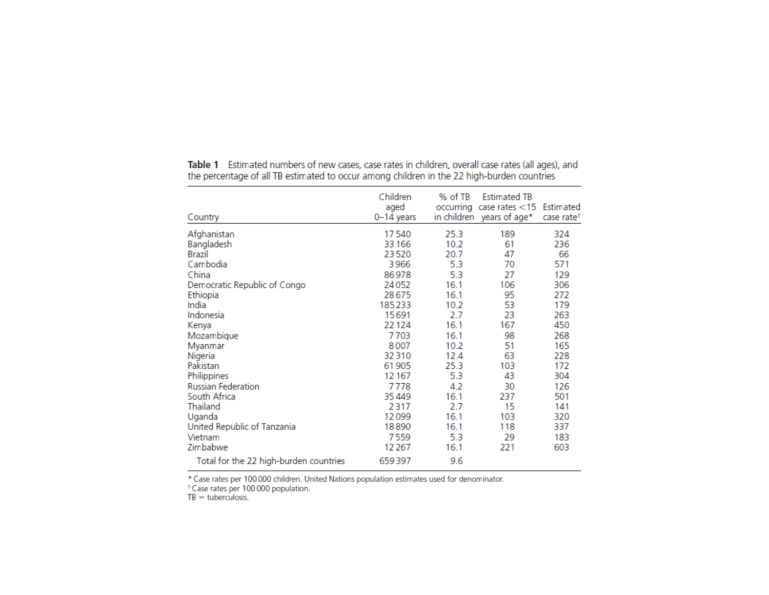**Table 1** Estimated numbers of new cases, case rates in children, overall case rates (all ages), and the percentage of all TB estimated to occur among children in the 22 high-burden countries

| Country | Children aged 0–14 years | % of TB occurring in children | Estimated TB case rates <15 years of age* | Estimated case rate† |
|---|---|---|---|---|
| Afghanistan | 17 540 | 25.3 | 189 | 324 |
| Bangladesh | 33 166 | 10.2 | 61 | 236 |
| Brazil | 23 520 | 20.7 | 47 | 66 |
| Cambodia | 3 966 | 5.3 | 70 | 571 |
| China | 86 978 | 5.3 | 27 | 129 |
| Democratic Republic of Congo | 24 052 | 16.1 | 106 | 306 |
| Ethiopia | 28 675 | 16.1 | 95 | 272 |
| India | 185 233 | 10.2 | 53 | 179 |
| Indonesia | 15 691 | 2.7 | 23 | 263 |
| Kenya | 22 124 | 16.1 | 167 | 450 |
| Mozambique | 7 703 | 16.1 | 98 | 268 |
| Myanmar | 8 007 | 10.2 | 51 | 165 |
| Nigeria | 32 310 | 12.4 | 63 | 228 |
| Pakistan | 61 905 | 25.3 | 103 | 172 |
| Philippines | 12 167 | 5.3 | 43 | 304 |
| Russian Federation | 7 778 | 4.2 | 30 | 126 |
| South Africa | 35 449 | 16.1 | 237 | 501 |
| Thailand | 2 317 | 2.7 | 15 | 141 |
| Uganda | 12 099 | 16.1 | 103 | 320 |
| United Republic of Tanzania | 18 890 | 16.1 | 118 | 337 |
| Vietnam | 7 559 | 5.3 | 29 | 183 |
| Zimbabwe | 12 267 | 16.1 | 221 | 603 |
| Total for the 22 high-burden countries | 659 397 | 9.6 | | |

* Case rates per 100 000 children. United Nations population estimates used for denominator.
† Case rates per 100 000 population.
TB = tuberculosis.